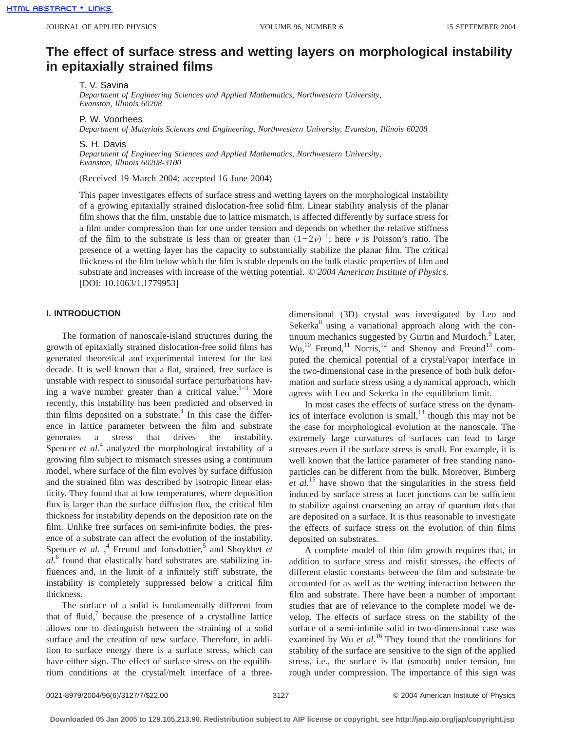# The effect of surface stress and wetting layers on morphological instability in epitaxially strained films

T. V. Savina
*Department of Engineering Sciences and Applied Mathematics, Northwestern University, Evanston, Illinois 60208*

P. W. Voorhees
*Department of Materials Sciences and Engineering, Northwestern University, Evanston, Illinois 60208*

S. H. Davis
*Department of Engineering Sciences and Applied Mathematics, Northwestern University, Evanston, Illinois 60208-3100*

(Received 19 March 2004; accepted 16 June 2004)

This paper investigates effects of surface stress and wetting layers on the morphological instability of a growing epitaxially strained dislocation-free solid film. Linear stability analysis of the planar film shows that the film, unstable due to lattice mismatch, is affected differently by surface stress for a film under compression than for one under tension and depends on whether the relative stiffness of the film to the substrate is less than or greater than $(1-2\nu)^{-1}$; here $\nu$ is Poisson's ratio. The presence of a wetting layer has the capacity to substantially stabilize the planar film. The critical thickness of the film below which the film is stable depends on the bulk elastic properties of film and substrate and increases with increase of the wetting potential. *© 2004 American Institute of Physics.* [DOI: 10.1063/1.1779953]

## I. INTRODUCTION

The formation of nanoscale-island structures during the growth of epitaxially strained dislocation-free solid films has generated theoretical and experimental interest for the last decade. It is well known that a flat, strained, free surface is unstable with respect to sinusoidal surface perturbations having a wave number greater than a critical value.[1–3] More recently, this instability has been predicted and observed in thin films deposited on a substrate.[4] In this case the difference in lattice parameter between the film and substrate generates a stress that drives the instability. Spencer *et al.*[4] analyzed the morphological instability of a growing film subject to mismatch stresses using a continuum model, where surface of the film evolves by surface diffusion and the strained film was described by isotropic linear elasticity. They found that at low temperatures, where deposition flux is larger than the surface diffusion flux, the critical film thickness for instability depends on the deposition rate on the film. Unlike free surfaces on semi-infinite bodies, the presence of a substrate can affect the evolution of the instability. Spencer *et al.* ,[4] Freund and Jonsdottier,[5] and Shoykhet *et al.*[6] found that elastically hard substrates are stabilizing influences and, in the limit of a infinitely stiff substrate, the instability is completely suppressed below a critical film thickness.

The surface of a solid is fundamentally different from that of fluid,[7] because the presence of a crystalline lattice allows one to distinguish between the straining of a solid surface and the creation of new surface. Therefore, in addition to surface energy there is a surface stress, which can have either sign. The effect of surface stress on the equilibrium conditions at the crystal/melt interface of a three-dimensional (3D) crystal was investigated by Leo and Sekerka[8] using a variational approach along with the continuum mechanics suggested by Gurtin and Murdoch.[9] Later, Wu,[10] Freund,[11] Norris,[12] and Shenoy and Freund[13] computed the chemical potential of a crystal/vapor interface in the two-dimensional case in the presence of both bulk deformation and surface stress using a dynamical approach, which agrees with Leo and Sekerka in the equilibrium limit.

In most cases the effects of surface stress on the dynamics of interface evolution is small,[14] though this may not be the case for morphological evolution at the nanoscale. The extremely large curvatures of surfaces can lead to large stresses even if the surface stress is small. For example, it is well known that the lattice parameter of free standing nanoparticles can be different from the bulk. Moreover, Bimberg *et al.*[15] have shown that the singularities in the stress field induced by surface stress at facet junctions can be sufficient to stabilize against coarsening an array of quantum dots that are deposited on a surface. It is thus reasonable to investigate the effects of surface stress on the evolution of thin films deposited on substrates.

A complete model of thin film growth requires that, in addition to surface stress and misfit stresses, the effects of different elastic constants between the film and substrate be accounted for as well as the wetting interaction between the film and substrate. There have been a number of important studies that are of relevance to the complete model we develop. The effects of surface stress on the stability of the surface of a semi-infinite solid in two-dimensional case was examined by Wu *et al.*[16] They found that the conditions for stability of the surface are sensitive to the sign of the applied stress, i.e., the surface is flat (smooth) under tension, but rough under compression. The importance of this sign was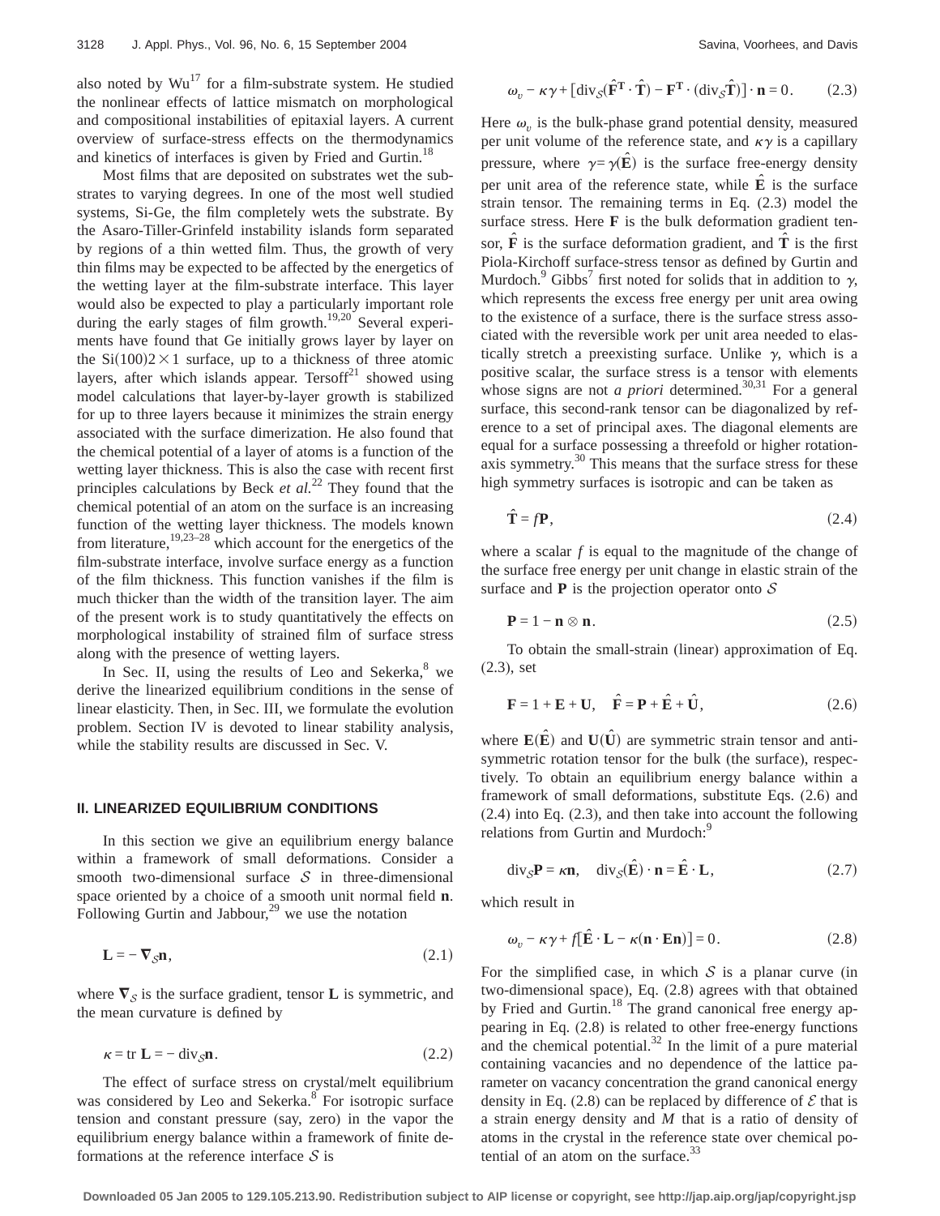also noted by Wu[17] for a film-substrate system. He studied the nonlinear effects of lattice mismatch on morphological and compositional instabilities of epitaxial layers. A current overview of surface-stress effects on the thermodynamics and kinetics of interfaces is given by Fried and Gurtin.[18]

Most films that are deposited on substrates wet the substrates to varying degrees. In one of the most well studied systems, Si-Ge, the film completely wets the substrate. By the Asaro-Tiller-Grinfeld instability islands form separated by regions of a thin wetted film. Thus, the growth of very thin films may be expected to be affected by the energetics of the wetting layer at the film-substrate interface. This layer would also be expected to play a particularly important role during the early stages of film growth.[19,20] Several experiments have found that Ge initially grows layer by layer on the Si(100)$2\times1$ surface, up to a thickness of three atomic layers, after which islands appear. Tersoff[21] showed using model calculations that layer-by-layer growth is stabilized for up to three layers because it minimizes the strain energy associated with the surface dimerization. He also found that the chemical potential of a layer of atoms is a function of the wetting layer thickness. This is also the case with recent first principles calculations by Beck *et al.*[22] They found that the chemical potential of an atom on the surface is an increasing function of the wetting layer thickness. The models known from literature,[19,23–28] which account for the energetics of the film-substrate interface, involve surface energy as a function of the film thickness. This function vanishes if the film is much thicker than the width of the transition layer. The aim of the present work is to study quantitatively the effects on morphological instability of strained film of surface stress along with the presence of wetting layers.

In Sec. II, using the results of Leo and Sekerka,[8] we derive the linearized equilibrium conditions in the sense of linear elasticity. Then, in Sec. III, we formulate the evolution problem. Section IV is devoted to linear stability analysis, while the stability results are discussed in Sec. V.

## II. LINEARIZED EQUILIBRIUM CONDITIONS

In this section we give an equilibrium energy balance within a framework of small deformations. Consider a smooth two-dimensional surface $\mathcal{S}$ in three-dimensional space oriented by a choice of a smooth unit normal field $\mathbf{n}$. Following Gurtin and Jabbour,[29] we use the notation

$$\mathbf{L} = -\boldsymbol{\nabla}_{\mathcal{S}}\mathbf{n}, \tag{2.1}$$

where $\boldsymbol{\nabla}_{\mathcal{S}}$ is the surface gradient, tensor $\mathbf{L}$ is symmetric, and the mean curvature is defined by

$$\kappa = \operatorname{tr} \mathbf{L} = -\operatorname{div}_{\mathcal{S}}\mathbf{n}. \tag{2.2}$$

The effect of surface stress on crystal/melt equilibrium was considered by Leo and Sekerka.[8] For isotropic surface tension and constant pressure (say, zero) in the vapor the equilibrium energy balance within a framework of finite deformations at the reference interface $\mathcal{S}$ is

$$\omega_v - \kappa\gamma + [\operatorname{div}_{\mathcal{S}}(\hat{\mathbf{F}}^{\mathbf{T}}\cdot\hat{\mathbf{T}}) - \mathbf{F}^{\mathbf{T}}\cdot(\operatorname{div}_{\mathcal{S}}\hat{\mathbf{T}})]\cdot\mathbf{n} = 0. \tag{2.3}$$

Here $\omega_v$ is the bulk-phase grand potential density, measured per unit volume of the reference state, and $\kappa\gamma$ is a capillary pressure, where $\gamma=\gamma(\hat{\mathbf{E}})$ is the surface free-energy density per unit area of the reference state, while $\hat{\mathbf{E}}$ is the surface strain tensor. The remaining terms in Eq. (2.3) model the surface stress. Here $\mathbf{F}$ is the bulk deformation gradient tensor, $\hat{\mathbf{F}}$ is the surface deformation gradient, and $\hat{\mathbf{T}}$ is the first Piola-Kirchoff surface-stress tensor as defined by Gurtin and Murdoch.[9] Gibbs[7] first noted for solids that in addition to $\gamma$, which represents the excess free energy per unit area owing to the existence of a surface, there is the surface stress associated with the reversible work per unit area needed to elastically stretch a preexisting surface. Unlike $\gamma$, which is a positive scalar, the surface stress is a tensor with elements whose signs are not *a priori* determined.[30,31] For a general surface, this second-rank tensor can be diagonalized by reference to a set of principal axes. The diagonal elements are equal for a surface possessing a threefold or higher rotation-axis symmetry.[30] This means that the surface stress for these high symmetry surfaces is isotropic and can be taken as

$$\hat{\mathbf{T}} = f\mathbf{P}, \tag{2.4}$$

where a scalar $f$ is equal to the magnitude of the change of the surface free energy per unit change in elastic strain of the surface and $\mathbf{P}$ is the projection operator onto $\mathcal{S}$

$$\mathbf{P} = 1 - \mathbf{n}\otimes\mathbf{n}. \tag{2.5}$$

To obtain the small-strain (linear) approximation of Eq. (2.3), set

$$\mathbf{F} = 1 + \mathbf{E} + \mathbf{U}, \quad \hat{\mathbf{F}} = \mathbf{P} + \hat{\mathbf{E}} + \hat{\mathbf{U}}, \tag{2.6}$$

where $\mathbf{E}(\hat{\mathbf{E}})$ and $\mathbf{U}(\hat{\mathbf{U}})$ are symmetric strain tensor and antisymmetric rotation tensor for the bulk (the surface), respectively. To obtain an equilibrium energy balance within a framework of small deformations, substitute Eqs. (2.6) and (2.4) into Eq. (2.3), and then take into account the following relations from Gurtin and Murdoch:[9]

$$\operatorname{div}_{\mathcal{S}}\mathbf{P} = \kappa\mathbf{n}, \quad \operatorname{div}_{\mathcal{S}}(\hat{\mathbf{E}})\cdot\mathbf{n} = \hat{\mathbf{E}}\cdot\mathbf{L}, \tag{2.7}$$

which result in

$$\omega_v - \kappa\gamma + f[\hat{\mathbf{E}}\cdot\mathbf{L} - \kappa(\mathbf{n}\cdot\mathbf{E}\mathbf{n})] = 0. \tag{2.8}$$

For the simplified case, in which $\mathcal{S}$ is a planar curve (in two-dimensional space), Eq. (2.8) agrees with that obtained by Fried and Gurtin.[18] The grand canonical free energy appearing in Eq. (2.8) is related to other free-energy functions and the chemical potential.[32] In the limit of a pure material containing vacancies and no dependence of the lattice parameter on vacancy concentration the grand canonical energy density in Eq. (2.8) can be replaced by difference of $\mathcal{E}$ that is a strain energy density and $M$ that is a ratio of density of atoms in the crystal in the reference state over chemical potential of an atom on the surface.[33]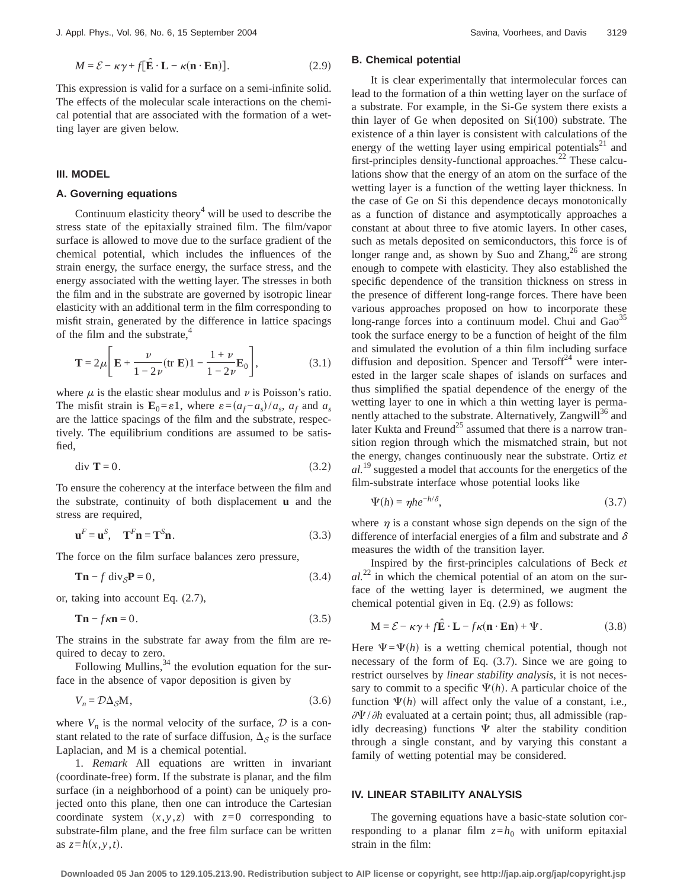$$M = \mathcal{E} - \kappa\gamma + f[\hat{\mathbf{E}} \cdot \mathbf{L} - \kappa(\mathbf{n} \cdot \mathbf{E}\mathbf{n})]. \tag{2.9}$$

This expression is valid for a surface on a semi-infinite solid. The effects of the molecular scale interactions on the chemical potential that are associated with the formation of a wetting layer are given below.

## III. MODEL

### A. Governing equations

Continuum elasticity theory[4] will be used to describe the stress state of the epitaxially strained film. The film/vapor surface is allowed to move due to the surface gradient of the chemical potential, which includes the influences of the strain energy, the surface energy, the surface stress, and the energy associated with the wetting layer. The stresses in both the film and in the substrate are governed by isotropic linear elasticity with an additional term in the film corresponding to misfit strain, generated by the difference in lattice spacings of the film and the substrate,[4]

$$\mathbf{T} = 2\mu\left[\mathbf{E} + \frac{\nu}{1-2\nu}(\mathrm{tr}\,\mathbf{E})\mathbf{1} - \frac{1+\nu}{1-2\nu}\mathbf{E}_0\right], \tag{3.1}$$

where $\mu$ is the elastic shear modulus and $\nu$ is Poisson's ratio. The misfit strain is $\mathbf{E}_0 = \varepsilon\mathbf{1}$, where $\varepsilon = (a_f - a_s)/a_s$, $a_f$ and $a_s$ are the lattice spacings of the film and the substrate, respectively. The equilibrium conditions are assumed to be satisfied,

$$\mathrm{div}\,\mathbf{T} = 0. \tag{3.2}$$

To ensure the coherency at the interface between the film and the substrate, continuity of both displacement $\mathbf{u}$ and the stress are required,

$$\mathbf{u}^F = \mathbf{u}^S, \quad \mathbf{T}^F\mathbf{n} = \mathbf{T}^S\mathbf{n}. \tag{3.3}$$

The force on the film surface balances zero pressure,

$$\mathbf{T}\mathbf{n} - f\,\mathrm{div}_{\mathcal{S}}\mathbf{P} = 0, \tag{3.4}$$

or, taking into account Eq. (2.7),

$$\mathbf{T}\mathbf{n} - f\kappa\mathbf{n} = 0. \tag{3.5}$$

The strains in the substrate far away from the film are required to decay to zero.

Following Mullins,[34] the evolution equation for the surface in the absence of vapor deposition is given by

$$V_n = \mathcal{D}\Delta_{\mathcal{S}}\mathrm{M}, \tag{3.6}$$

where $V_n$ is the normal velocity of the surface, $\mathcal{D}$ is a constant related to the rate of surface diffusion, $\Delta_{\mathcal{S}}$ is the surface Laplacian, and M is a chemical potential.

1. *Remark* All equations are written in invariant (coordinate-free) form. If the substrate is planar, and the film surface (in a neighborhood of a point) can be uniquely projected onto this plane, then one can introduce the Cartesian coordinate system $(x,y,z)$ with $z=0$ corresponding to substrate-film plane, and the free film surface can be written as $z = h(x,y,t)$.

### B. Chemical potential

It is clear experimentally that intermolecular forces can lead to the formation of a thin wetting layer on the surface of a substrate. For example, in the Si-Ge system there exists a thin layer of Ge when deposited on Si(100) substrate. The existence of a thin layer is consistent with calculations of the energy of the wetting layer using empirical potentials[21] and first-principles density-functional approaches.[22] These calculations show that the energy of an atom on the surface of the wetting layer is a function of the wetting layer thickness. In the case of Ge on Si this dependence decays monotonically as a function of distance and asymptotically approaches a constant at about three to five atomic layers. In other cases, such as metals deposited on semiconductors, this force is of longer range and, as shown by Suo and Zhang,[26] are strong enough to compete with elasticity. They also established the specific dependence of the transition thickness on stress in the presence of different long-range forces. There have been various approaches proposed on how to incorporate these long-range forces into a continuum model. Chui and Gao[35] took the surface energy to be a function of height of the film and simulated the evolution of a thin film including surface diffusion and deposition. Spencer and Tersoff[24] were interested in the larger scale shapes of islands on surfaces and thus simplified the spatial dependence of the energy of the wetting layer to one in which a thin wetting layer is permanently attached to the substrate. Alternatively, Zangwill[36] and later Kukta and Freund[25] assumed that there is a narrow transition region through which the mismatched strain, but not the energy, changes continuously near the substrate. Ortiz *et al.*[19] suggested a model that accounts for the energetics of the film-substrate interface whose potential looks like

$$\Psi(h) = \eta h e^{-h/\delta}, \tag{3.7}$$

where $\eta$ is a constant whose sign depends on the sign of the difference of interfacial energies of a film and substrate and $\delta$ measures the width of the transition layer.

Inspired by the first-principles calculations of Beck *et al.*[22] in which the chemical potential of an atom on the surface of the wetting layer is determined, we augment the chemical potential given in Eq. (2.9) as follows:

$$\mathrm{M} = \mathcal{E} - \kappa\gamma + f\hat{\mathbf{E}} \cdot \mathbf{L} - f\kappa(\mathbf{n} \cdot \mathbf{E}\mathbf{n}) + \Psi. \tag{3.8}$$

Here $\Psi = \Psi(h)$ is a wetting chemical potential, though not necessary of the form of Eq. (3.7). Since we are going to restrict ourselves by *linear stability analysis*, it is not necessary to commit to a specific $\Psi(h)$. A particular choice of the function $\Psi(h)$ will affect only the value of a constant, i.e., $\partial\Psi/\partial h$ evaluated at a certain point; thus, all admissible (rapidly decreasing) functions $\Psi$ alter the stability condition through a single constant, and by varying this constant a family of wetting potential may be considered.

## IV. LINEAR STABILITY ANALYSIS

The governing equations have a basic-state solution corresponding to a planar film $z = h_0$ with uniform epitaxial strain in the film: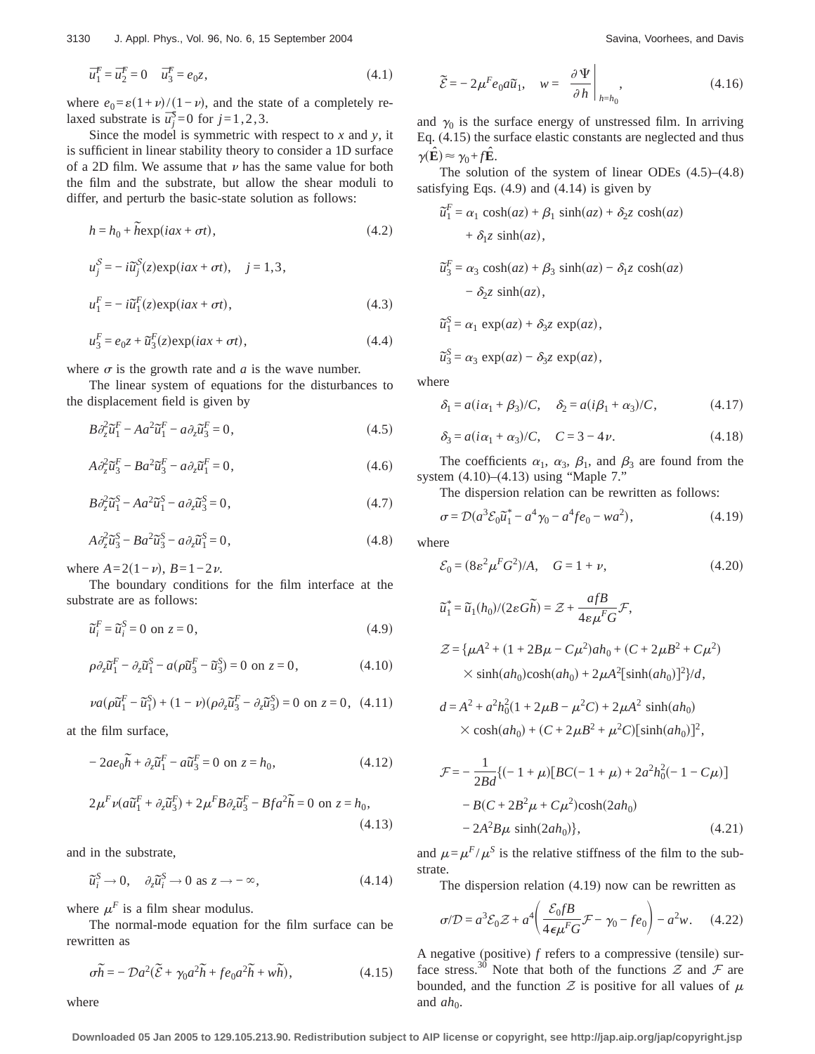$$\overline{u}_1^F = \overline{u}_2^F = 0 \quad \overline{u}_3^F = e_0 z, \tag{4.1}$$

where $e_0 = \varepsilon(1+\nu)/(1-\nu)$, and the state of a completely relaxed substrate is $\overline{u}_j^S = 0$ for $j = 1, 2, 3$.

Since the model is symmetric with respect to $x$ and $y$, it is sufficient in linear stability theory to consider a 1D surface of a 2D film. We assume that $\nu$ has the same value for both the film and the substrate, but allow the shear moduli to differ, and perturb the basic-state solution as follows:

$$h = h_0 + \tilde{h}\exp(iax + \sigma t), \tag{4.2}$$

$$u_j^S = -i\tilde{u}_j^S(z)\exp(iax + \sigma t), \quad j = 1, 3,$$

$$u_1^F = -i\tilde{u}_1^F(z)\exp(iax + \sigma t), \tag{4.3}$$

$$u_3^F = e_0 z + \tilde{u}_3^F(z)\exp(iax + \sigma t), \tag{4.4}$$

where $\sigma$ is the growth rate and $a$ is the wave number.

The linear system of equations for the disturbances to the displacement field is given by

$$B\partial_z^2 \tilde{u}_1^F - Aa^2 \tilde{u}_1^F - a\partial_z \tilde{u}_3^F = 0, \tag{4.5}$$

$$A\partial_z^2 \tilde{u}_3^F - Ba^2 \tilde{u}_3^F - a\partial_z \tilde{u}_1^F = 0, \tag{4.6}$$

$$B\partial_z^2 \tilde{u}_1^S - Aa^2 \tilde{u}_1^S - a\partial_z \tilde{u}_3^S = 0, \tag{4.7}$$

$$A\partial_z^2 \tilde{u}_3^S - Ba^2 \tilde{u}_3^S - a\partial_z \tilde{u}_1^S = 0, \tag{4.8}$$

where $A = 2(1-\nu)$, $B = 1 - 2\nu$.

The boundary conditions for the film interface at the substrate are as follows:

$$\tilde{u}_i^F = \tilde{u}_i^S = 0 \text{ on } z = 0, \tag{4.9}$$

$$\rho\partial_z \tilde{u}_1^F - \partial_z \tilde{u}_1^S - a(\rho\tilde{u}_3^F - \tilde{u}_3^S) = 0 \text{ on } z = 0, \tag{4.10}$$

$$\nu a(\rho\tilde{u}_1^F - \tilde{u}_1^S) + (1-\nu)(\rho\partial_z \tilde{u}_3^F - \partial_z \tilde{u}_3^S) = 0 \text{ on } z = 0, \tag{4.11}$$

at the film surface,

$$-2ae_0\tilde{h} + \partial_z \tilde{u}_1^F - a\tilde{u}_3^F = 0 \text{ on } z = h_0, \tag{4.12}$$

$$2\mu^F \nu(a\tilde{u}_1^F + \partial_z \tilde{u}_3^F) + 2\mu^F B\partial_z \tilde{u}_3^F - Bfa^2\tilde{h} = 0 \text{ on } z = h_0, \tag{4.13}$$

and in the substrate,

$$\tilde{u}_i^S \to 0, \quad \partial_z \tilde{u}_i^S \to 0 \text{ as } z \to -\infty, \tag{4.14}$$

where $\mu^F$ is a film shear modulus.

The normal-mode equation for the film surface can be rewritten as

$$\sigma\tilde{h} = -\mathcal{D}a^2(\tilde{\mathcal{E}} + \gamma_0 a^2\tilde{h} + fe_0 a^2\tilde{h} + w\tilde{h}), \tag{4.15}$$

where

$$\tilde{\mathcal{E}} = -2\mu^F e_0 a\tilde{u}_1, \quad w = \left.\frac{\partial \Psi}{\partial h}\right|_{h=h_0}, \tag{4.16}$$

and $\gamma_0$ is the surface energy of unstressed film. In arriving Eq. (4.15) the surface elastic constants are neglected and thus $\gamma(\hat{\mathbf{E}}) \approx \gamma_0 + f\hat{\mathbf{E}}$.

The solution of the system of linear ODEs (4.5)–(4.8) satisfying Eqs. (4.9) and (4.14) is given by

$$\tilde{u}_1^F = \alpha_1 \cosh(az) + \beta_1 \sinh(az) + \delta_2 z \cosh(az) + \delta_1 z \sinh(az),$$

$$\tilde{u}_3^F = \alpha_3 \cosh(az) + \beta_3 \sinh(az) - \delta_1 z \cosh(az) - \delta_2 z \sinh(az),$$

$$\tilde{u}_1^S = \alpha_1 \exp(az) + \delta_3 z \exp(az),$$

$$\tilde{u}_3^S = \alpha_3 \exp(az) - \delta_3 z \exp(az),$$

where

$$\delta_1 = a(i\alpha_1 + \beta_3)/C, \quad \delta_2 = a(i\beta_1 + \alpha_3)/C, \tag{4.17}$$

$$\delta_3 = a(i\alpha_1 + \alpha_3)/C, \quad C = 3 - 4\nu. \tag{4.18}$$

The coefficients $\alpha_1$, $\alpha_3$, $\beta_1$, and $\beta_3$ are found from the system (4.10)–(4.13) using "Maple 7."

The dispersion relation can be rewritten as follows:

$$\sigma = \mathcal{D}(a^3\mathcal{E}_0\tilde{u}_1^* - a^4\gamma_0 - a^4 fe_0 - wa^2), \tag{4.19}$$

where

$$\mathcal{E}_0 = (8\varepsilon^2\mu^F G^2)/A, \quad G = 1 + \nu, \tag{4.20}$$

$$\tilde{u}_1^* = \tilde{u}_1(h_0)/(2\varepsilon G\tilde{h}) = \mathcal{Z} + \frac{afB}{4\varepsilon\mu^F G}\mathcal{F},$$

$$\mathcal{Z} = \{\mu A^2 + (1 + 2B\mu - C\mu^2)ah_0 + (C + 2\mu B^2 + C\mu^2) \times \sinh(ah_0)\cosh(ah_0) + 2\mu A^2[\sinh(ah_0)]^2\}/d,$$

$$d = A^2 + a^2h_0^2(1 + 2\mu B - \mu^2 C) + 2\mu A^2 \sinh(ah_0) \times \cosh(ah_0) + (C + 2\mu B^2 + \mu^2 C)[\sinh(ah_0)]^2,$$

$$\mathcal{F} = -\frac{1}{2Bd}\{(-1+\mu)[BC(-1+\mu) + 2a^2h_0^2(-1 - C\mu)] - B(C + 2B^2\mu + C\mu^2)\cosh(2ah_0) - 2A^2B\mu \sinh(2ah_0)\}, \tag{4.21}$$

and $\mu = \mu^F/\mu^S$ is the relative stiffness of the film to the substrate.

The dispersion relation (4.19) now can be rewritten as

$$\sigma/\mathcal{D} = a^3\mathcal{E}_0\mathcal{Z} + a^4\left(\frac{\mathcal{E}_0 fB}{4\epsilon\mu^F G}\mathcal{F} - \gamma_0 - fe_0\right) - a^2 w. \tag{4.22}$$

A negative (positive) $f$ refers to a compressive (tensile) surface stress.[30] Note that both of the functions $\mathcal{Z}$ and $\mathcal{F}$ are bounded, and the function $\mathcal{Z}$ is positive for all values of $\mu$ and $ah_0$.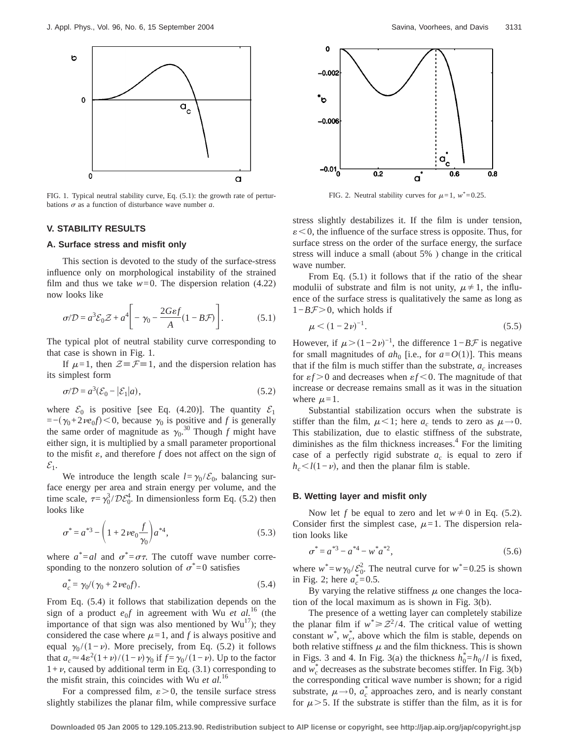FIG. 1. Typical neutral stability curve, Eq. (5.1): the growth rate of perturbations $\sigma$ as a function of disturbance wave number $a$.

FIG. 2. Neutral stability curves for $\mu=1$, $w^*=0.25$.

## V. STABILITY RESULTS

### A. Surface stress and misfit only

This section is devoted to the study of the surface-stress influence only on morphological instability of the strained film and thus we take $w=0$. The dispersion relation (4.22) now looks like

$$\sigma/\mathcal{D} = a^3\mathcal{E}_0\mathcal{Z} + a^4\left[-\gamma_0 - \frac{2G\varepsilon f}{A}(1-B\mathcal{F})\right]. \qquad (5.1)$$

The typical plot of neutral stability curve corresponding to that case is shown in Fig. 1.

If $\mu=1$, then $\mathcal{Z}\equiv\mathcal{F}\equiv 1$, and the dispersion relation has its simplest form

$$\sigma/\mathcal{D} = a^3(\mathcal{E}_0 - |\mathcal{E}_1|a), \qquad (5.2)$$

where $\mathcal{E}_0$ is positive [see Eq. (4.20)]. The quantity $\mathcal{E}_1 = -(\gamma_0+2\nu e_0 f)<0$, because $\gamma_0$ is positive and $f$ is generally the same order of magnitude as $\gamma_0$.[30] Though $f$ might have either sign, it is multiplied by a small parameter proportional to the misfit $\varepsilon$, and therefore $f$ does not affect on the sign of $\mathcal{E}_1$.

We introduce the length scale $l=\gamma_0/\mathcal{E}_0$, balancing surface energy per area and strain energy per volume, and the time scale, $\tau=\gamma_0^3/\mathcal{D}\mathcal{E}_0^4$. In dimensionless form Eq. (5.2) then looks like

$$\sigma^* = a^{*3} - \left(1+2\nu e_0\frac{f}{\gamma_0}\right)a^{*4}, \qquad (5.3)$$

where $a^*=al$ and $\sigma^*=\sigma\tau$. The cutoff wave number corresponding to the nonzero solution of $\sigma^*=0$ satisfies

$$a_c^* = \gamma_0/(\gamma_0+2\nu e_0 f). \qquad (5.4)$$

From Eq. (5.4) it follows that stabilization depends on the sign of a product $e_0 f$ in agreement with Wu *et al.*[16] (the importance of that sign was also mentioned by Wu[17]); they considered the case where $\mu=1$, and $f$ is always positive and equal $\gamma_0/(1-\nu)$. More precisely, from Eq. (5.2) it follows that $a_c \approx 4\varepsilon^2(1+\nu)/(1-\nu)\gamma_0$ if $f=\gamma_0/(1-\nu)$. Up to the factor $1+\nu$, caused by additional term in Eq. (3.1) corresponding to the misfit strain, this coincides with Wu *et al.*[16]

For a compressed film, $\varepsilon>0$, the tensile surface stress slightly stabilizes the planar film, while compressive surface stress slightly destabilizes it. If the film is under tension, $\varepsilon<0$, the influence of the surface stress is opposite. Thus, for surface stress on the order of the surface energy, the surface stress will induce a small (about 5% ) change in the critical wave number.

From Eq. (5.1) it follows that if the ratio of the shear modulii of substrate and film is not unity, $\mu\neq 1$, the influence of the surface stress is qualitatively the same as long as $1-B\mathcal{F}>0$, which holds if

$$\mu<(1-2\nu)^{-1}. \qquad (5.5)$$

However, if $\mu>(1-2\nu)^{-1}$, the difference $1-B\mathcal{F}$ is negative for small magnitudes of $ah_0$ [i.e., for $a=O(1)$]. This means that if the film is much stiffer than the substrate, $a_c$ increases for $\varepsilon f>0$ and decreases when $\varepsilon f<0$. The magnitude of that increase or decrease remains small as it was in the situation where $\mu=1$.

Substantial stabilization occurs when the substrate is stiffer than the film, $\mu<1$; here $a_c$ tends to zero as $\mu\to 0$. This stabilization, due to elastic stiffness of the substrate, diminishes as the film thickness increases.[4] For the limiting case of a perfectly rigid substrate $a_c$ is equal to zero if $h_c<l(1-\nu)$, and then the planar film is stable.

### B. Wetting layer and misfit only

Now let $f$ be equal to zero and let $w\neq 0$ in Eq. (5.2). Consider first the simplest case, $\mu=1$. The dispersion relation looks like

$$\sigma^* = a^{*3} - a^{*4} - w^* a^{*2}, \qquad (5.6)$$

where $w^*=w\gamma_0/\mathcal{E}_0^2$. The neutral curve for $w^*=0.25$ is shown in Fig. 2; here $a_c^*=0.5$.

By varying the relative stiffness $\mu$ one changes the location of the local maximum as is shown in Fig. 3(b).

The presence of a wetting layer can completely stabilize the planar film if $w^*\geq\mathcal{Z}^2/4$. The critical value of wetting constant $w^*$, $w_c^*$, above which the film is stable, depends on both relative stiffness $\mu$ and the film thickness. This is shown in Figs. 3 and 4. In Fig. 3(a) the thickness $h_0^*=h_0/l$ is fixed, and $w_c^*$ decreases as the substrate becomes stiffer. In Fig. 3(b) the corresponding critical wave number is shown; for a rigid substrate, $\mu\to 0$, $a_c^*$ approaches zero, and is nearly constant for $\mu>5$. If the substrate is stiffer than the film, as it is for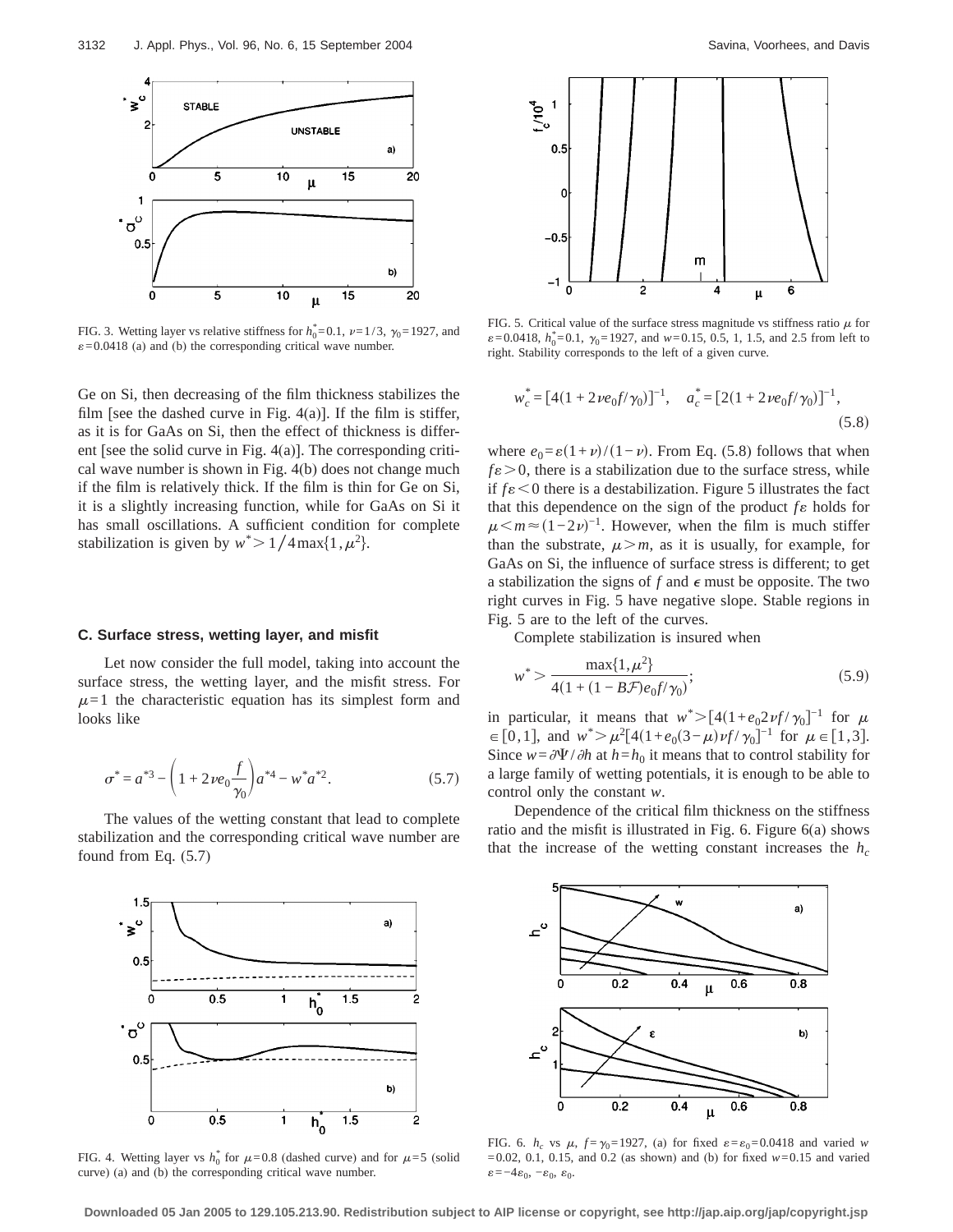FIG. 3. Wetting layer vs relative stiffness for $h_0^*=0.1$, $\nu=1/3$, $\gamma_0=1927$, and $\varepsilon=0.0418$ (a) and (b) the corresponding critical wave number.

Ge on Si, then decreasing of the film thickness stabilizes the film [see the dashed curve in Fig. 4(a)]. If the film is stiffer, as it is for GaAs on Si, then the effect of thickness is different [see the solid curve in Fig. 4(a)]. The corresponding critical wave number is shown in Fig. 4(b) does not change much if the film is relatively thick. If the film is thin for Ge on Si, it is a slightly increasing function, while for GaAs on Si it has small oscillations. A sufficient condition for complete stabilization is given by $w^* > 1/4\max\{1,\mu^2\}$.

### C. Surface stress, wetting layer, and misfit

Let now consider the full model, taking into account the surface stress, the wetting layer, and the misfit stress. For $\mu=1$ the characteristic equation has its simplest form and looks like

$$\sigma^* = a^{*3} - \left(1 + 2\nu e_0 \frac{f}{\gamma_0}\right) a^{*4} - w^* a^{*2}. \tag{5.7}$$

The values of the wetting constant that lead to complete stabilization and the corresponding critical wave number are found from Eq. (5.7)

FIG. 4. Wetting layer vs $h_0^*$ for $\mu=0.8$ (dashed curve) and for $\mu=5$ (solid curve) (a) and (b) the corresponding critical wave number.

FIG. 5. Critical value of the surface stress magnitude vs stiffness ratio $\mu$ for $\varepsilon=0.0418$, $h_0^*=0.1$, $\gamma_0=1927$, and $w=0.15$, 0.5, 1, 1.5, and 2.5 from left to right. Stability corresponds to the left of a given curve.

$$w_c^* = [4(1 + 2\nu e_0 f/\gamma_0)]^{-1}, \quad a_c^* = [2(1 + 2\nu e_0 f/\gamma_0)]^{-1}, \tag{5.8}$$

where $e_0 = \varepsilon(1+\nu)/(1-\nu)$. From Eq. (5.8) follows that when $f\varepsilon > 0$, there is a stabilization due to the surface stress, while if $f\varepsilon < 0$ there is a destabilization. Figure 5 illustrates the fact that this dependence on the sign of the product $f\varepsilon$ holds for $\mu < m \approx (1-2\nu)^{-1}$. However, when the film is much stiffer than the substrate, $\mu > m$, as it is usually, for example, for GaAs on Si, the influence of surface stress is different; to get a stabilization the signs of $f$ and $\epsilon$ must be opposite. The two right curves in Fig. 5 have negative slope. Stable regions in Fig. 5 are to the left of the curves.

Complete stabilization is insured when

$$w^* > \frac{\max\{1,\mu^2\}}{4(1 + (1 - B\mathcal{F})e_0 f/\gamma_0)}; \tag{5.9}$$

in particular, it means that $w^* > [4(1 + e_0 2\nu f/\gamma_0]^{-1}$ for $\mu \in [0,1]$, and $w^* > \mu^2[4(1 + e_0(3-\mu)\nu f/\gamma_0]^{-1}$ for $\mu \in [1,3]$. Since $w = \partial\Psi/\partial h$ at $h = h_0$ it means that to control stability for a large family of wetting potentials, it is enough to be able to control only the constant $w$.

Dependence of the critical film thickness on the stiffness ratio and the misfit is illustrated in Fig. 6. Figure 6(a) shows that the increase of the wetting constant increases the $h_c$

FIG. 6. $h_c$ vs $\mu$, $f=\gamma_0=1927$, (a) for fixed $\varepsilon=\varepsilon_0=0.0418$ and varied $w$ $=0.02$, 0.1, 0.15, and 0.2 (as shown) and (b) for fixed $w=0.15$ and varied $\varepsilon=-4\varepsilon_0$, $-\varepsilon_0$, $\varepsilon_0$.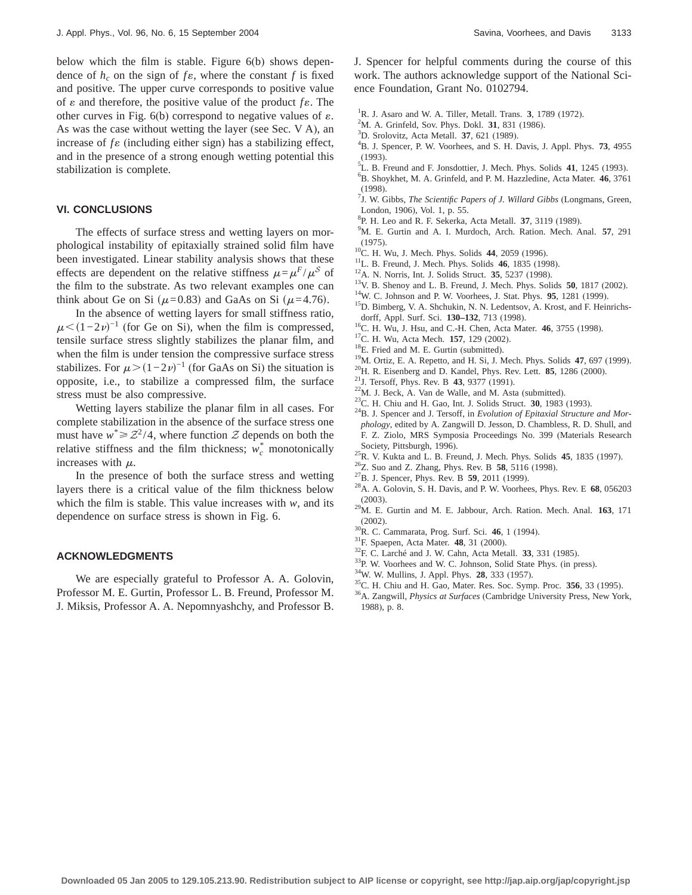below which the film is stable. Figure 6(b) shows dependence of $h_c$ on the sign of $f\varepsilon$, where the constant $f$ is fixed and positive. The upper curve corresponds to positive value of $\varepsilon$ and therefore, the positive value of the product $f\varepsilon$. The other curves in Fig. 6(b) correspond to negative values of $\varepsilon$. As was the case without wetting the layer (see Sec. V A), an increase of $f\varepsilon$ (including either sign) has a stabilizing effect, and in the presence of a strong enough wetting potential this stabilization is complete.

## VI. CONCLUSIONS

The effects of surface stress and wetting layers on morphological instability of epitaxially strained solid film have been investigated. Linear stability analysis shows that these effects are dependent on the relative stiffness $\mu = \mu^F / \mu^S$ of the film to the substrate. As two relevant examples one can think about Ge on Si ($\mu = 0.83$) and GaAs on Si ($\mu = 4.76$).

In the absence of wetting layers for small stiffness ratio, $\mu < (1-2\nu)^{-1}$ (for Ge on Si), when the film is compressed, tensile surface stress slightly stabilizes the planar film, and when the film is under tension the compressive surface stress stabilizes. For $\mu > (1-2\nu)^{-1}$ (for GaAs on Si) the situation is opposite, i.e., to stabilize a compressed film, the surface stress must be also compressive.

Wetting layers stabilize the planar film in all cases. For complete stabilization in the absence of the surface stress one must have $w^* \geqslant \mathcal{Z}^2/4$, where function $\mathcal{Z}$ depends on both the relative stiffness and the film thickness; $w_c^*$ monotonically increases with $\mu$.

In the presence of both the surface stress and wetting layers there is a critical value of the film thickness below which the film is stable. This value increases with $w$, and its dependence on surface stress is shown in Fig. 6.

## ACKNOWLEDGMENTS

We are especially grateful to Professor A. A. Golovin, Professor M. E. Gurtin, Professor L. B. Freund, Professor M. J. Miksis, Professor A. A. Nepomnyashchy, and Professor B. J. Spencer for helpful comments during the course of this work. The authors acknowledge support of the National Science Foundation, Grant No. 0102794.

[1] R. J. Asaro and W. A. Tiller, Metall. Trans. **3**, 1789 (1972).
[2] M. A. Grinfeld, Sov. Phys. Dokl. **31**, 831 (1986).
[3] D. Srolovitz, Acta Metall. **37**, 621 (1989).
[4] B. J. Spencer, P. W. Voorhees, and S. H. Davis, J. Appl. Phys. **73**, 4955 (1993).
[5] L. B. Freund and F. Jonsdottier, J. Mech. Phys. Solids **41**, 1245 (1993).
[6] B. Shoykhet, M. A. Grinfeld, and P. M. Hazzledine, Acta Mater. **46**, 3761 (1998).
[7] J. W. Gibbs, *The Scientific Papers of J. Willard Gibbs* (Longmans, Green, London, 1906), Vol. 1, p. 55.
[8] P. H. Leo and R. F. Sekerka, Acta Metall. **37**, 3119 (1989).
[9] M. E. Gurtin and A. I. Murdoch, Arch. Ration. Mech. Anal. **57**, 291 (1975).
[10] C. H. Wu, J. Mech. Phys. Solids **44**, 2059 (1996).
[11] L. B. Freund, J. Mech. Phys. Solids **46**, 1835 (1998).
[12] A. N. Norris, Int. J. Solids Struct. **35**, 5237 (1998).
[13] V. B. Shenoy and L. B. Freund, J. Mech. Phys. Solids **50**, 1817 (2002).
[14] W. C. Johnson and P. W. Voorhees, J. Stat. Phys. **95**, 1281 (1999).
[15] D. Bimberg, V. A. Shchukin, N. N. Ledentsov, A. Krost, and F. Heinrichsdorff, Appl. Surf. Sci. **130–132**, 713 (1998).
[16] C. H. Wu, J. Hsu, and C.-H. Chen, Acta Mater. **46**, 3755 (1998).
[17] C. H. Wu, Acta Mech. **157**, 129 (2002).
[18] E. Fried and M. E. Gurtin (submitted).
[19] M. Ortiz, E. A. Repetto, and H. Si, J. Mech. Phys. Solids **47**, 697 (1999).
[20] H. R. Eisenberg and D. Kandel, Phys. Rev. Lett. **85**, 1286 (2000).
[21] J. Tersoff, Phys. Rev. B **43**, 9377 (1991).
[22] M. J. Beck, A. Van de Walle, and M. Asta (submitted).
[23] C. H. Chiu and H. Gao, Int. J. Solids Struct. **30**, 1983 (1993).
[24] B. J. Spencer and J. Tersoff, in *Evolution of Epitaxial Structure and Morphology*, edited by A. Zangwill D. Jesson, D. Chambless, R. D. Shull, and F. Z. Ziolo, MRS Symposia Proceedings No. 399 (Materials Research Society, Pittsburgh, 1996).
[25] R. V. Kukta and L. B. Freund, J. Mech. Phys. Solids **45**, 1835 (1997).
[26] Z. Suo and Z. Zhang, Phys. Rev. B **58**, 5116 (1998).
[27] B. J. Spencer, Phys. Rev. B **59**, 2011 (1999).
[28] A. A. Golovin, S. H. Davis, and P. W. Voorhees, Phys. Rev. E **68**, 056203 (2003).
[29] M. E. Gurtin and M. E. Jabbour, Arch. Ration. Mech. Anal. **163**, 171 (2002).
[30] R. C. Cammarata, Prog. Surf. Sci. **46**, 1 (1994).
[31] F. Spaepen, Acta Mater. **48**, 31 (2000).
[32] F. C. Larché and J. W. Cahn, Acta Metall. **33**, 331 (1985).
[33] P. W. Voorhees and W. C. Johnson, Solid State Phys. (in press).
[34] W. W. Mullins, J. Appl. Phys. **28**, 333 (1957).
[35] C. H. Chiu and H. Gao, Mater. Res. Soc. Symp. Proc. **356**, 33 (1995).
[36] A. Zangwill, *Physics at Surfaces* (Cambridge University Press, New York, 1988), p. 8.